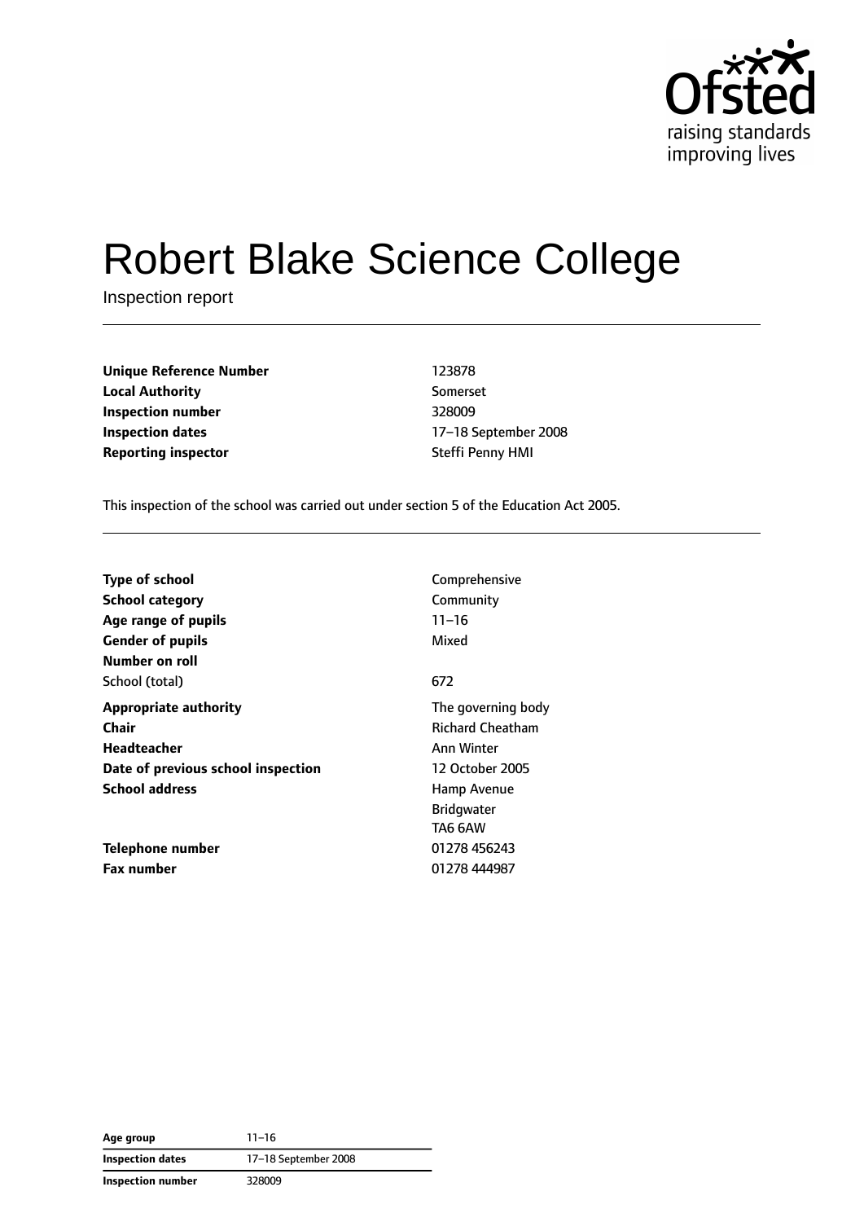Ofsted
raising standards
improving lives

# Robert Blake Science College

Inspection report

| | |
|---|---|
| **Unique Reference Number** | 123878 |
| **Local Authority** | Somerset |
| **Inspection number** | 328009 |
| **Inspection dates** | 17–18 September 2008 |
| **Reporting inspector** | Steffi Penny HMI |

This inspection of the school was carried out under section 5 of the Education Act 2005.

| | |
|---|---|
| **Type of school** | Comprehensive |
| **School category** | Community |
| **Age range of pupils** | 11–16 |
| **Gender of pupils** | Mixed |
| **Number on roll** | |
| School (total) | 672 |
| **Appropriate authority** | The governing body |
| **Chair** | Richard Cheatham |
| **Headteacher** | Ann Winter |
| **Date of previous school inspection** | 12 October 2005 |
| **School address** | Hamp Avenue<br>Bridgwater<br>TA6 6AW |
| **Telephone number** | 01278 456243 |
| **Fax number** | 01278 444987 |

| | |
|---|---|
| **Age group** | 11–16 |
| **Inspection dates** | 17–18 September 2008 |
| **Inspection number** | 328009 |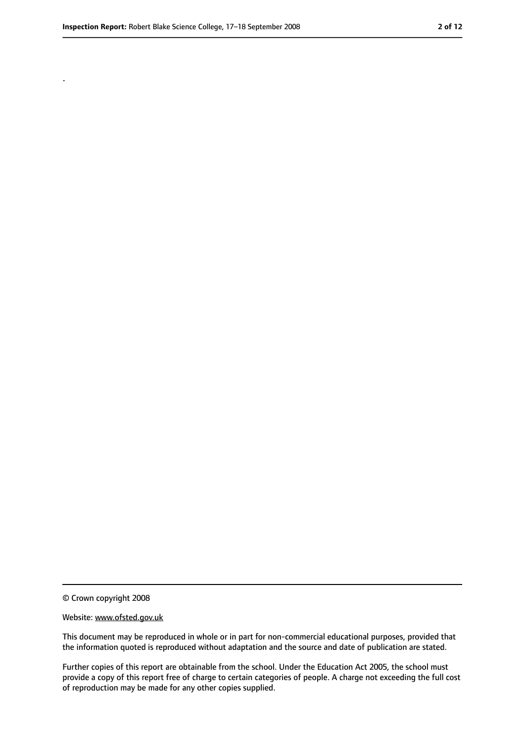.

© Crown copyright 2008

Website: www.ofsted.gov.uk

This document may be reproduced in whole or in part for non-commercial educational purposes, provided that the information quoted is reproduced without adaptation and the source and date of publication are stated.

Further copies of this report are obtainable from the school. Under the Education Act 2005, the school must provide a copy of this report free of charge to certain categories of people. A charge not exceeding the full cost of reproduction may be made for any other copies supplied.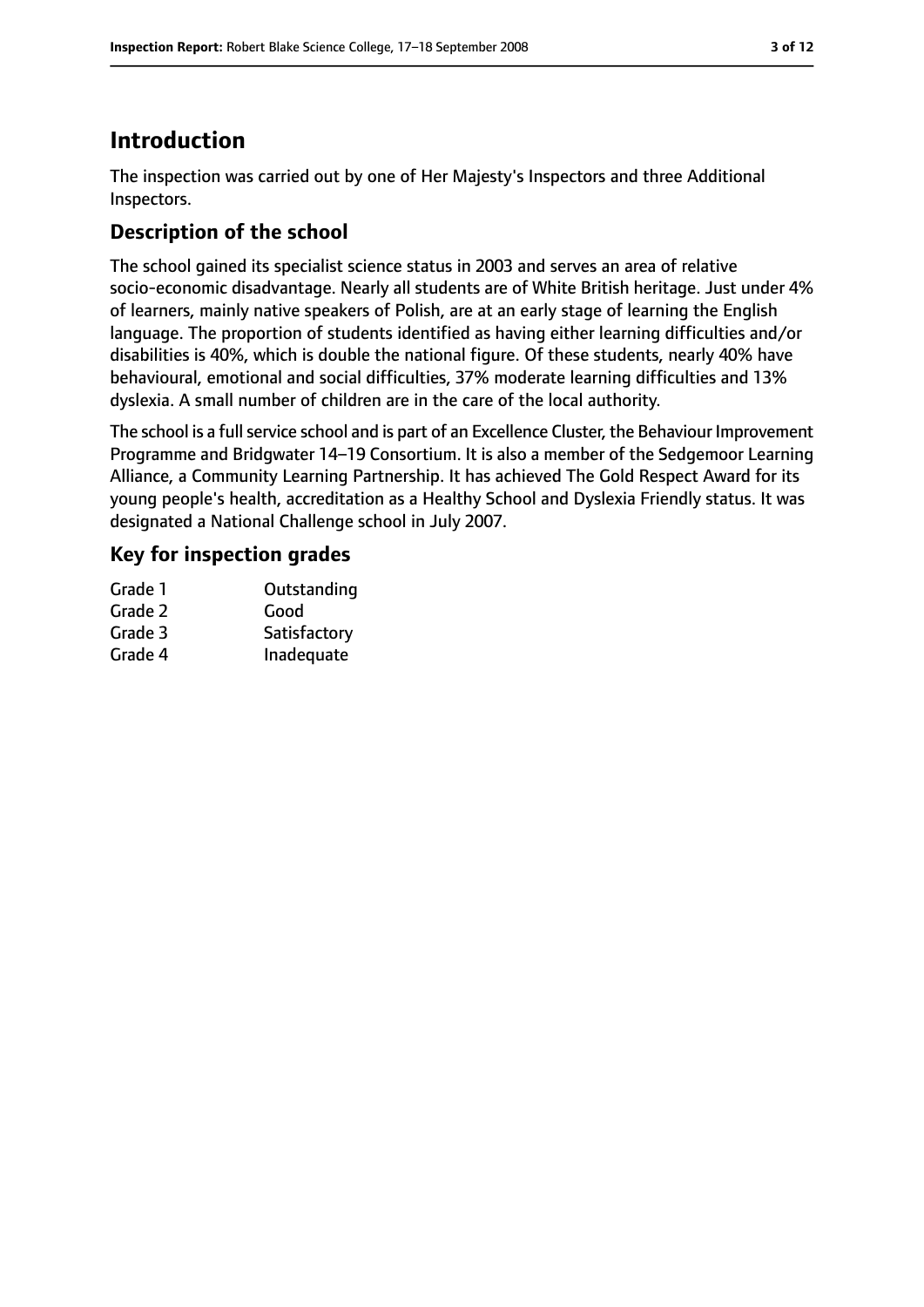# Introduction

The inspection was carried out by one of Her Majesty's Inspectors and three Additional Inspectors.

## Description of the school

The school gained its specialist science status in 2003 and serves an area of relative socio-economic disadvantage. Nearly all students are of White British heritage. Just under 4% of learners, mainly native speakers of Polish, are at an early stage of learning the English language. The proportion of students identified as having either learning difficulties and/or disabilities is 40%, which is double the national figure. Of these students, nearly 40% have behavioural, emotional and social difficulties, 37% moderate learning difficulties and 13% dyslexia. A small number of children are in the care of the local authority.

The school is a full service school and is part of an Excellence Cluster, the Behaviour Improvement Programme and Bridgwater 14–19 Consortium. It is also a member of the Sedgemoor Learning Alliance, a Community Learning Partnership. It has achieved The Gold Respect Award for its young people's health, accreditation as a Healthy School and Dyslexia Friendly status. It was designated a National Challenge school in July 2007.

## Key for inspection grades

| | |
|---|---|
| Grade 1 | Outstanding |
| Grade 2 | Good |
| Grade 3 | Satisfactory |
| Grade 4 | Inadequate |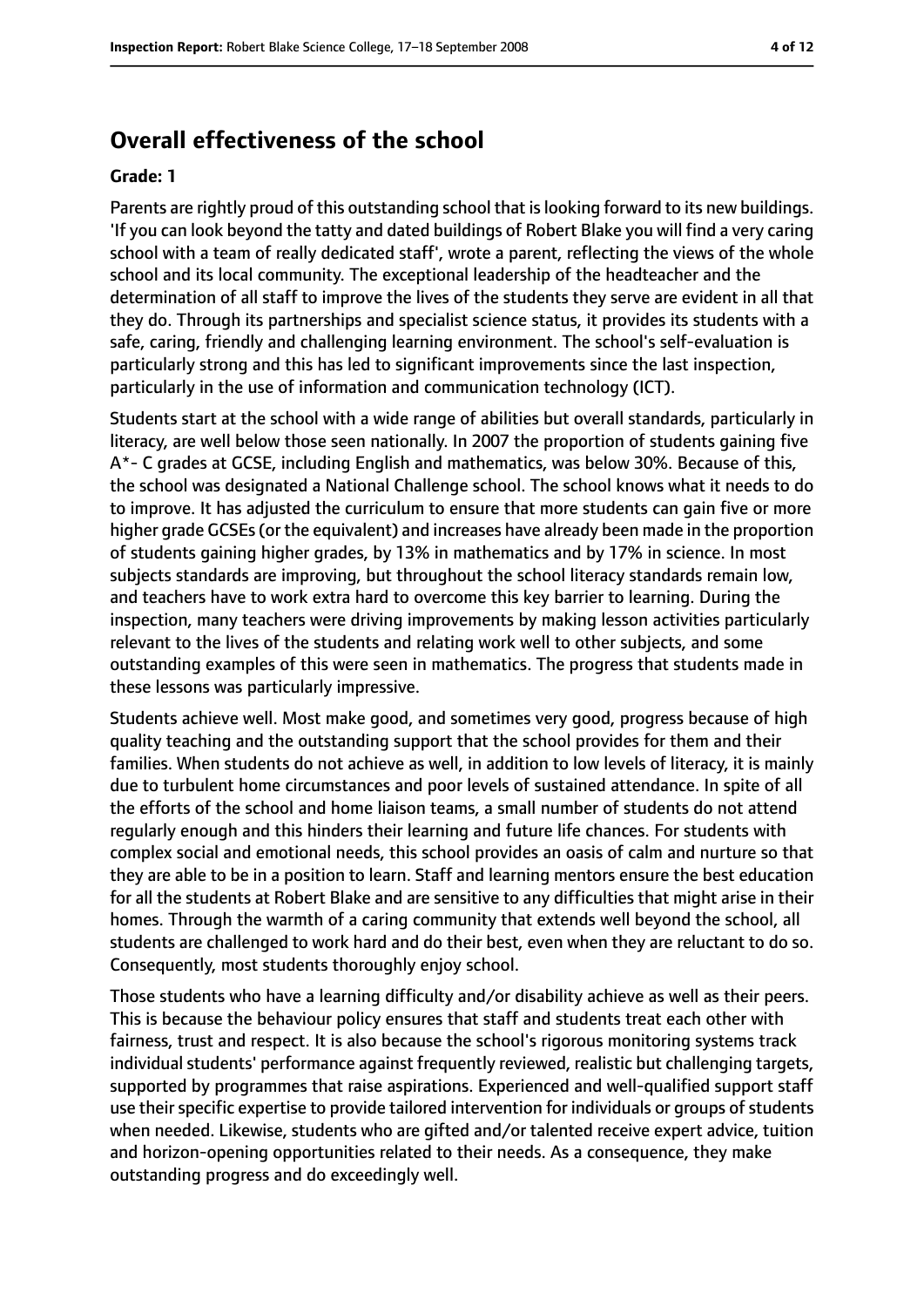## Overall effectiveness of the school

**Grade: 1**

Parents are rightly proud of this outstanding school that is looking forward to its new buildings. 'If you can look beyond the tatty and dated buildings of Robert Blake you will find a very caring school with a team of really dedicated staff', wrote a parent, reflecting the views of the whole school and its local community. The exceptional leadership of the headteacher and the determination of all staff to improve the lives of the students they serve are evident in all that they do. Through its partnerships and specialist science status, it provides its students with a safe, caring, friendly and challenging learning environment. The school's self-evaluation is particularly strong and this has led to significant improvements since the last inspection, particularly in the use of information and communication technology (ICT).

Students start at the school with a wide range of abilities but overall standards, particularly in literacy, are well below those seen nationally. In 2007 the proportion of students gaining five A*- C grades at GCSE, including English and mathematics, was below 30%. Because of this, the school was designated a National Challenge school. The school knows what it needs to do to improve. It has adjusted the curriculum to ensure that more students can gain five or more higher grade GCSEs (or the equivalent) and increases have already been made in the proportion of students gaining higher grades, by 13% in mathematics and by 17% in science. In most subjects standards are improving, but throughout the school literacy standards remain low, and teachers have to work extra hard to overcome this key barrier to learning. During the inspection, many teachers were driving improvements by making lesson activities particularly relevant to the lives of the students and relating work well to other subjects, and some outstanding examples of this were seen in mathematics. The progress that students made in these lessons was particularly impressive.

Students achieve well. Most make good, and sometimes very good, progress because of high quality teaching and the outstanding support that the school provides for them and their families. When students do not achieve as well, in addition to low levels of literacy, it is mainly due to turbulent home circumstances and poor levels of sustained attendance. In spite of all the efforts of the school and home liaison teams, a small number of students do not attend regularly enough and this hinders their learning and future life chances. For students with complex social and emotional needs, this school provides an oasis of calm and nurture so that they are able to be in a position to learn. Staff and learning mentors ensure the best education for all the students at Robert Blake and are sensitive to any difficulties that might arise in their homes. Through the warmth of a caring community that extends well beyond the school, all students are challenged to work hard and do their best, even when they are reluctant to do so. Consequently, most students thoroughly enjoy school.

Those students who have a learning difficulty and/or disability achieve as well as their peers. This is because the behaviour policy ensures that staff and students treat each other with fairness, trust and respect. It is also because the school's rigorous monitoring systems track individual students' performance against frequently reviewed, realistic but challenging targets, supported by programmes that raise aspirations. Experienced and well-qualified support staff use their specific expertise to provide tailored intervention for individuals or groups of students when needed. Likewise, students who are gifted and/or talented receive expert advice, tuition and horizon-opening opportunities related to their needs. As a consequence, they make outstanding progress and do exceedingly well.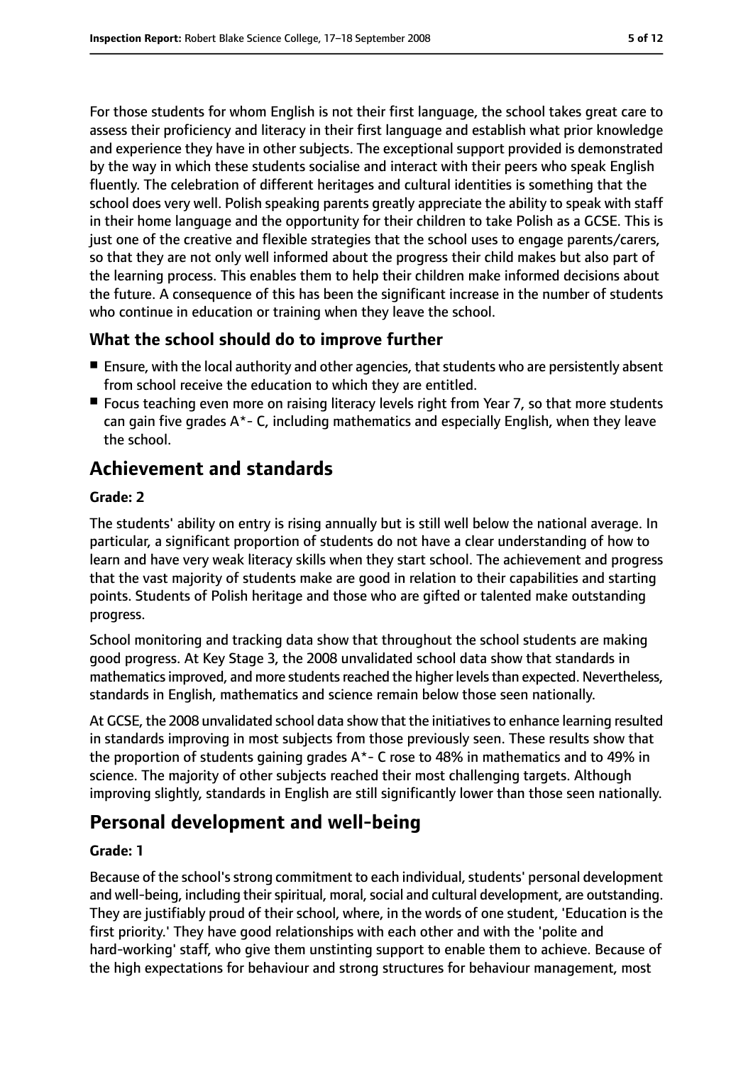For those students for whom English is not their first language, the school takes great care to assess their proficiency and literacy in their first language and establish what prior knowledge and experience they have in other subjects. The exceptional support provided is demonstrated by the way in which these students socialise and interact with their peers who speak English fluently. The celebration of different heritages and cultural identities is something that the school does very well. Polish speaking parents greatly appreciate the ability to speak with staff in their home language and the opportunity for their children to take Polish as a GCSE. This is just one of the creative and flexible strategies that the school uses to engage parents/carers, so that they are not only well informed about the progress their child makes but also part of the learning process. This enables them to help their children make informed decisions about the future. A consequence of this has been the significant increase in the number of students who continue in education or training when they leave the school.

### What the school should do to improve further

- Ensure, with the local authority and other agencies, that students who are persistently absent from school receive the education to which they are entitled.
- Focus teaching even more on raising literacy levels right from Year 7, so that more students can gain five grades A*- C, including mathematics and especially English, when they leave the school.

## Achievement and standards

#### Grade: 2

The students' ability on entry is rising annually but is still well below the national average. In particular, a significant proportion of students do not have a clear understanding of how to learn and have very weak literacy skills when they start school. The achievement and progress that the vast majority of students make are good in relation to their capabilities and starting points. Students of Polish heritage and those who are gifted or talented make outstanding progress.

School monitoring and tracking data show that throughout the school students are making good progress. At Key Stage 3, the 2008 unvalidated school data show that standards in mathematics improved, and more students reached the higher levels than expected. Nevertheless, standards in English, mathematics and science remain below those seen nationally.

At GCSE, the 2008 unvalidated school data show that the initiatives to enhance learning resulted in standards improving in most subjects from those previously seen. These results show that the proportion of students gaining grades A*- C rose to 48% in mathematics and to 49% in science. The majority of other subjects reached their most challenging targets. Although improving slightly, standards in English are still significantly lower than those seen nationally.

## Personal development and well-being

#### Grade: 1

Because of the school's strong commitment to each individual, students' personal development and well-being, including their spiritual, moral, social and cultural development, are outstanding. They are justifiably proud of their school, where, in the words of one student, 'Education is the first priority.' They have good relationships with each other and with the 'polite and hard-working' staff, who give them unstinting support to enable them to achieve. Because of the high expectations for behaviour and strong structures for behaviour management, most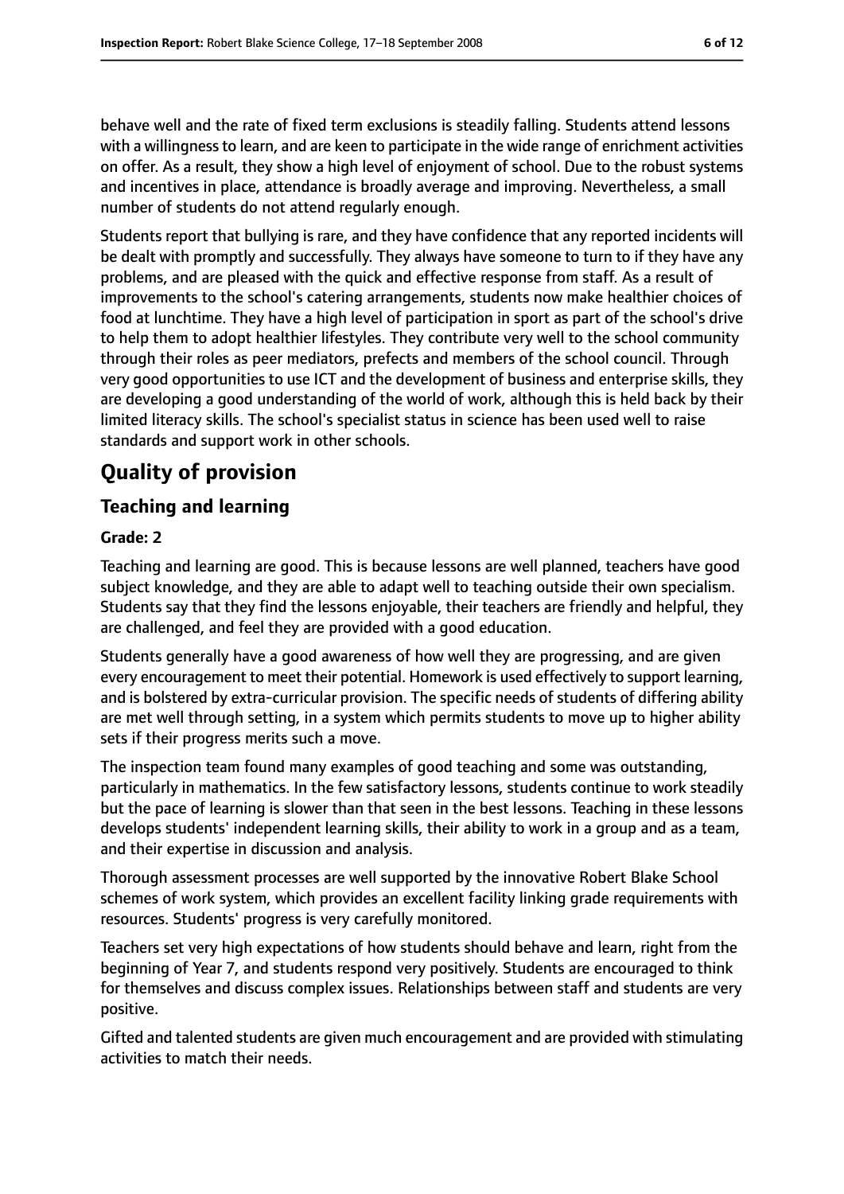behave well and the rate of fixed term exclusions is steadily falling. Students attend lessons with a willingness to learn, and are keen to participate in the wide range of enrichment activities on offer. As a result, they show a high level of enjoyment of school. Due to the robust systems and incentives in place, attendance is broadly average and improving. Nevertheless, a small number of students do not attend regularly enough.

Students report that bullying is rare, and they have confidence that any reported incidents will be dealt with promptly and successfully. They always have someone to turn to if they have any problems, and are pleased with the quick and effective response from staff. As a result of improvements to the school's catering arrangements, students now make healthier choices of food at lunchtime. They have a high level of participation in sport as part of the school's drive to help them to adopt healthier lifestyles. They contribute very well to the school community through their roles as peer mediators, prefects and members of the school council. Through very good opportunities to use ICT and the development of business and enterprise skills, they are developing a good understanding of the world of work, although this is held back by their limited literacy skills. The school's specialist status in science has been used well to raise standards and support work in other schools.

# Quality of provision

## Teaching and learning

**Grade: 2**

Teaching and learning are good. This is because lessons are well planned, teachers have good subject knowledge, and they are able to adapt well to teaching outside their own specialism. Students say that they find the lessons enjoyable, their teachers are friendly and helpful, they are challenged, and feel they are provided with a good education.

Students generally have a good awareness of how well they are progressing, and are given every encouragement to meet their potential. Homework is used effectively to support learning, and is bolstered by extra-curricular provision. The specific needs of students of differing ability are met well through setting, in a system which permits students to move up to higher ability sets if their progress merits such a move.

The inspection team found many examples of good teaching and some was outstanding, particularly in mathematics. In the few satisfactory lessons, students continue to work steadily but the pace of learning is slower than that seen in the best lessons. Teaching in these lessons develops students' independent learning skills, their ability to work in a group and as a team, and their expertise in discussion and analysis.

Thorough assessment processes are well supported by the innovative Robert Blake School schemes of work system, which provides an excellent facility linking grade requirements with resources. Students' progress is very carefully monitored.

Teachers set very high expectations of how students should behave and learn, right from the beginning of Year 7, and students respond very positively. Students are encouraged to think for themselves and discuss complex issues. Relationships between staff and students are very positive.

Gifted and talented students are given much encouragement and are provided with stimulating activities to match their needs.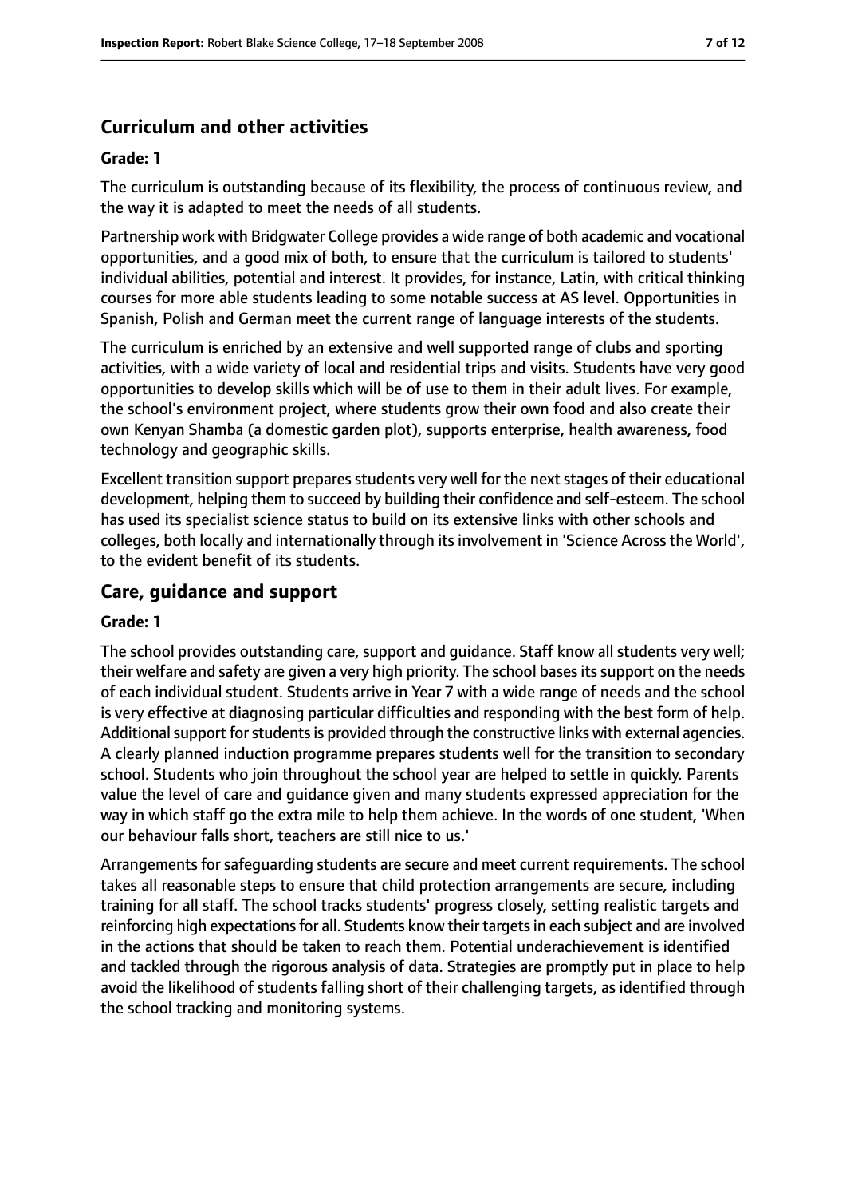## Curriculum and other activities

**Grade: 1**

The curriculum is outstanding because of its flexibility, the process of continuous review, and the way it is adapted to meet the needs of all students.

Partnership work with Bridgwater College provides a wide range of both academic and vocational opportunities, and a good mix of both, to ensure that the curriculum is tailored to students' individual abilities, potential and interest. It provides, for instance, Latin, with critical thinking courses for more able students leading to some notable success at AS level. Opportunities in Spanish, Polish and German meet the current range of language interests of the students.

The curriculum is enriched by an extensive and well supported range of clubs and sporting activities, with a wide variety of local and residential trips and visits. Students have very good opportunities to develop skills which will be of use to them in their adult lives. For example, the school's environment project, where students grow their own food and also create their own Kenyan Shamba (a domestic garden plot), supports enterprise, health awareness, food technology and geographic skills.

Excellent transition support prepares students very well for the next stages of their educational development, helping them to succeed by building their confidence and self-esteem. The school has used its specialist science status to build on its extensive links with other schools and colleges, both locally and internationally through its involvement in 'Science Across the World', to the evident benefit of its students.

## Care, guidance and support

**Grade: 1**

The school provides outstanding care, support and guidance. Staff know all students very well; their welfare and safety are given a very high priority. The school bases its support on the needs of each individual student. Students arrive in Year 7 with a wide range of needs and the school is very effective at diagnosing particular difficulties and responding with the best form of help. Additional support for students is provided through the constructive links with external agencies. A clearly planned induction programme prepares students well for the transition to secondary school. Students who join throughout the school year are helped to settle in quickly. Parents value the level of care and guidance given and many students expressed appreciation for the way in which staff go the extra mile to help them achieve. In the words of one student, 'When our behaviour falls short, teachers are still nice to us.'

Arrangements for safeguarding students are secure and meet current requirements. The school takes all reasonable steps to ensure that child protection arrangements are secure, including training for all staff. The school tracks students' progress closely, setting realistic targets and reinforcing high expectations for all. Students know their targets in each subject and are involved in the actions that should be taken to reach them. Potential underachievement is identified and tackled through the rigorous analysis of data. Strategies are promptly put in place to help avoid the likelihood of students falling short of their challenging targets, as identified through the school tracking and monitoring systems.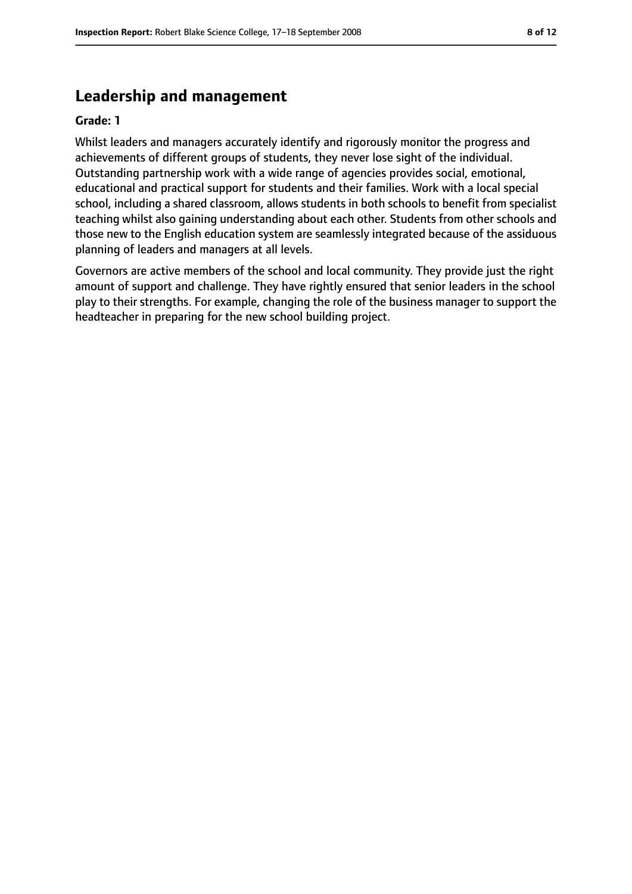## Leadership and management

**Grade: 1**

Whilst leaders and managers accurately identify and rigorously monitor the progress and achievements of different groups of students, they never lose sight of the individual. Outstanding partnership work with a wide range of agencies provides social, emotional, educational and practical support for students and their families. Work with a local special school, including a shared classroom, allows students in both schools to benefit from specialist teaching whilst also gaining understanding about each other. Students from other schools and those new to the English education system are seamlessly integrated because of the assiduous planning of leaders and managers at all levels.

Governors are active members of the school and local community. They provide just the right amount of support and challenge. They have rightly ensured that senior leaders in the school play to their strengths. For example, changing the role of the business manager to support the headteacher in preparing for the new school building project.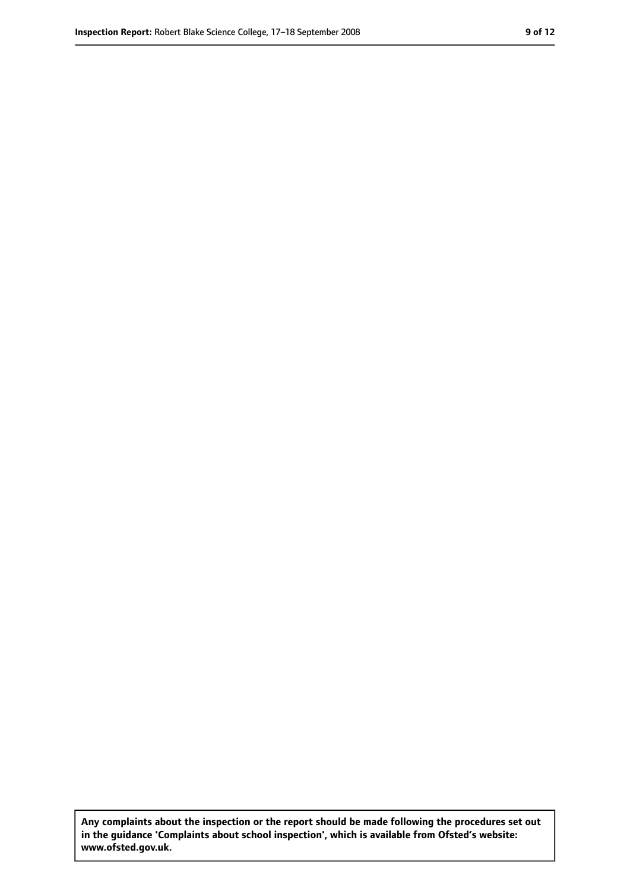**Any complaints about the inspection or the report should be made following the procedures set out in the guidance 'Complaints about school inspection', which is available from Ofsted's website: www.ofsted.gov.uk.**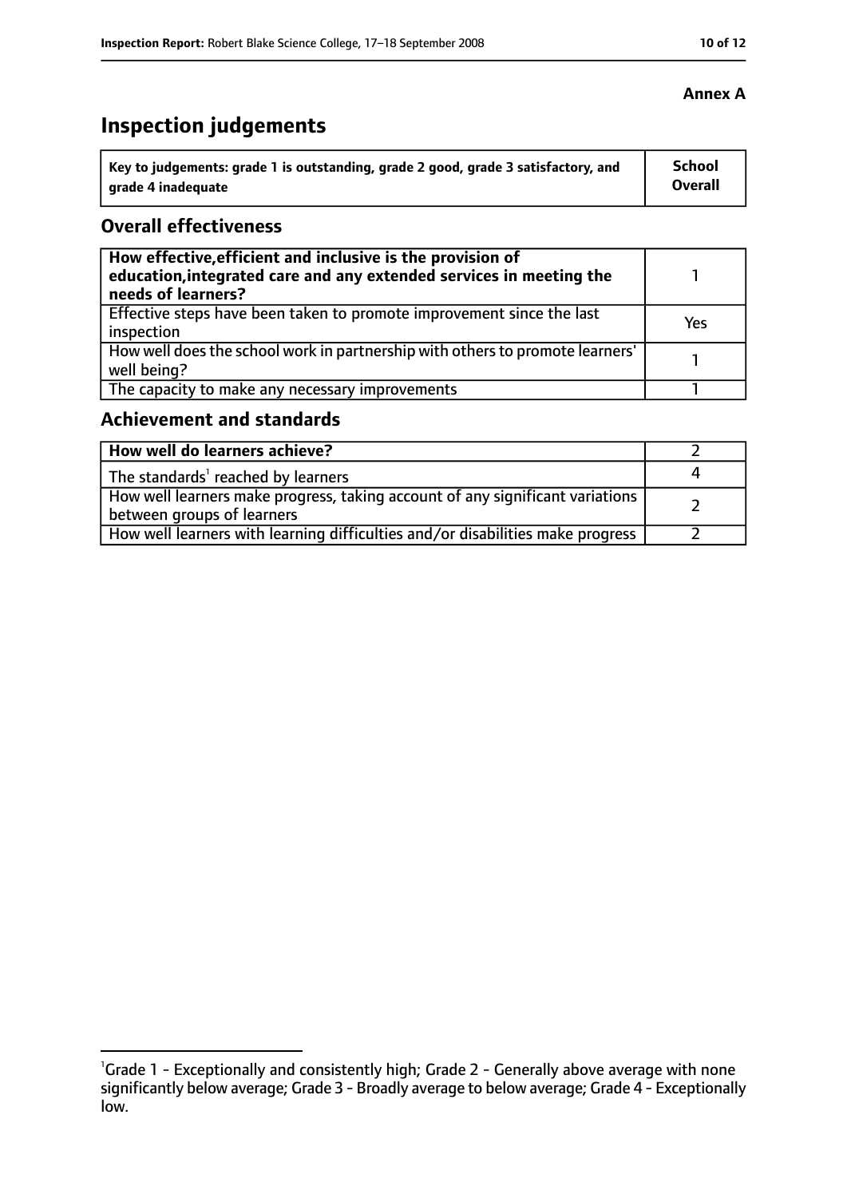**Annex A**

# Inspection judgements

| Key to judgements: grade 1 is outstanding, grade 2 good, grade 3 satisfactory, and grade 4 inadequate | School Overall |
|---|---|

## Overall effectiveness

| | |
|---|---|
| **How effective, efficient and inclusive is the provision of education, integrated care and any extended services in meeting the needs of learners?** | 1 |
| Effective steps have been taken to promote improvement since the last inspection | Yes |
| How well does the school work in partnership with others to promote learners' well being? | 1 |
| The capacity to make any necessary improvements | 1 |

## Achievement and standards

| | |
|---|---|
| **How well do learners achieve?** | 2 |
| The standards[1] reached by learners | 4 |
| How well learners make progress, taking account of any significant variations between groups of learners | 2 |
| How well learners with learning difficulties and/or disabilities make progress | 2 |

[1] Grade 1 - Exceptionally and consistently high; Grade 2 - Generally above average with none significantly below average; Grade 3 - Broadly average to below average; Grade 4 - Exceptionally low.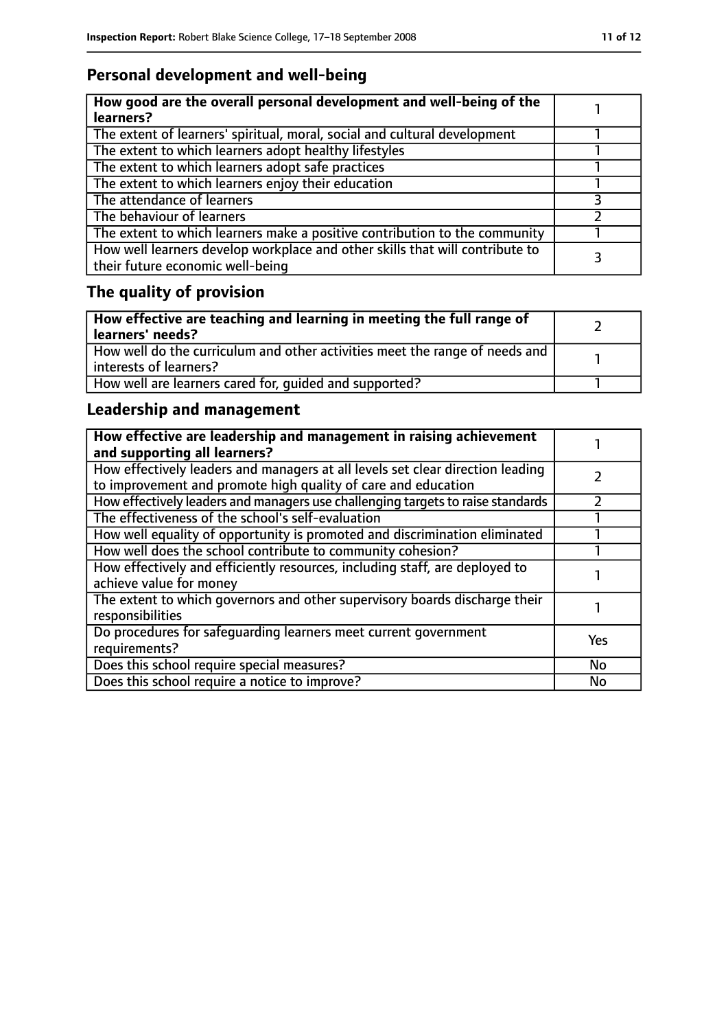## Personal development and well-being

| | |
|---|---|
| **How good are the overall personal development and well-being of the learners?** | 1 |
| The extent of learners' spiritual, moral, social and cultural development | 1 |
| The extent to which learners adopt healthy lifestyles | 1 |
| The extent to which learners adopt safe practices | 1 |
| The extent to which learners enjoy their education | 1 |
| The attendance of learners | 3 |
| The behaviour of learners | 2 |
| The extent to which learners make a positive contribution to the community | 1 |
| How well learners develop workplace and other skills that will contribute to their future economic well-being | 3 |

## The quality of provision

| | |
|---|---|
| **How effective are teaching and learning in meeting the full range of learners' needs?** | 2 |
| How well do the curriculum and other activities meet the range of needs and interests of learners? | 1 |
| How well are learners cared for, guided and supported? | 1 |

## Leadership and management

| | |
|---|---|
| **How effective are leadership and management in raising achievement and supporting all learners?** | 1 |
| How effectively leaders and managers at all levels set clear direction leading to improvement and promote high quality of care and education | 2 |
| How effectively leaders and managers use challenging targets to raise standards | 2 |
| The effectiveness of the school's self-evaluation | 1 |
| How well equality of opportunity is promoted and discrimination eliminated | 1 |
| How well does the school contribute to community cohesion? | 1 |
| How effectively and efficiently resources, including staff, are deployed to achieve value for money | 1 |
| The extent to which governors and other supervisory boards discharge their responsibilities | 1 |
| Do procedures for safeguarding learners meet current government requirements? | Yes |
| Does this school require special measures? | No |
| Does this school require a notice to improve? | No |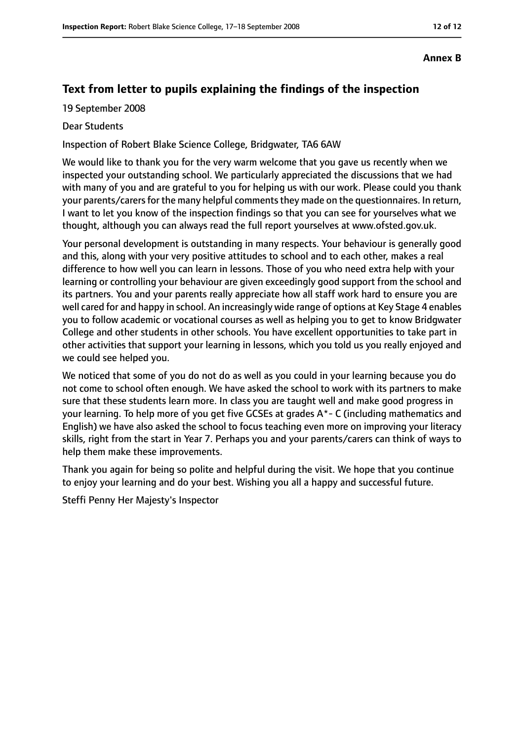**Annex B**

## Text from letter to pupils explaining the findings of the inspection

19 September 2008

Dear Students

Inspection of Robert Blake Science College, Bridgwater, TA6 6AW

We would like to thank you for the very warm welcome that you gave us recently when we inspected your outstanding school. We particularly appreciated the discussions that we had with many of you and are grateful to you for helping us with our work. Please could you thank your parents/carers for the many helpful comments they made on the questionnaires. In return, I want to let you know of the inspection findings so that you can see for yourselves what we thought, although you can always read the full report yourselves at www.ofsted.gov.uk.

Your personal development is outstanding in many respects. Your behaviour is generally good and this, along with your very positive attitudes to school and to each other, makes a real difference to how well you can learn in lessons. Those of you who need extra help with your learning or controlling your behaviour are given exceedingly good support from the school and its partners. You and your parents really appreciate how all staff work hard to ensure you are well cared for and happy in school. An increasingly wide range of options at Key Stage 4 enables you to follow academic or vocational courses as well as helping you to get to know Bridgwater College and other students in other schools. You have excellent opportunities to take part in other activities that support your learning in lessons, which you told us you really enjoyed and we could see helped you.

We noticed that some of you do not do as well as you could in your learning because you do not come to school often enough. We have asked the school to work with its partners to make sure that these students learn more. In class you are taught well and make good progress in your learning. To help more of you get five GCSEs at grades A*- C (including mathematics and English) we have also asked the school to focus teaching even more on improving your literacy skills, right from the start in Year 7. Perhaps you and your parents/carers can think of ways to help them make these improvements.

Thank you again for being so polite and helpful during the visit. We hope that you continue to enjoy your learning and do your best. Wishing you all a happy and successful future.

Steffi Penny Her Majesty's Inspector